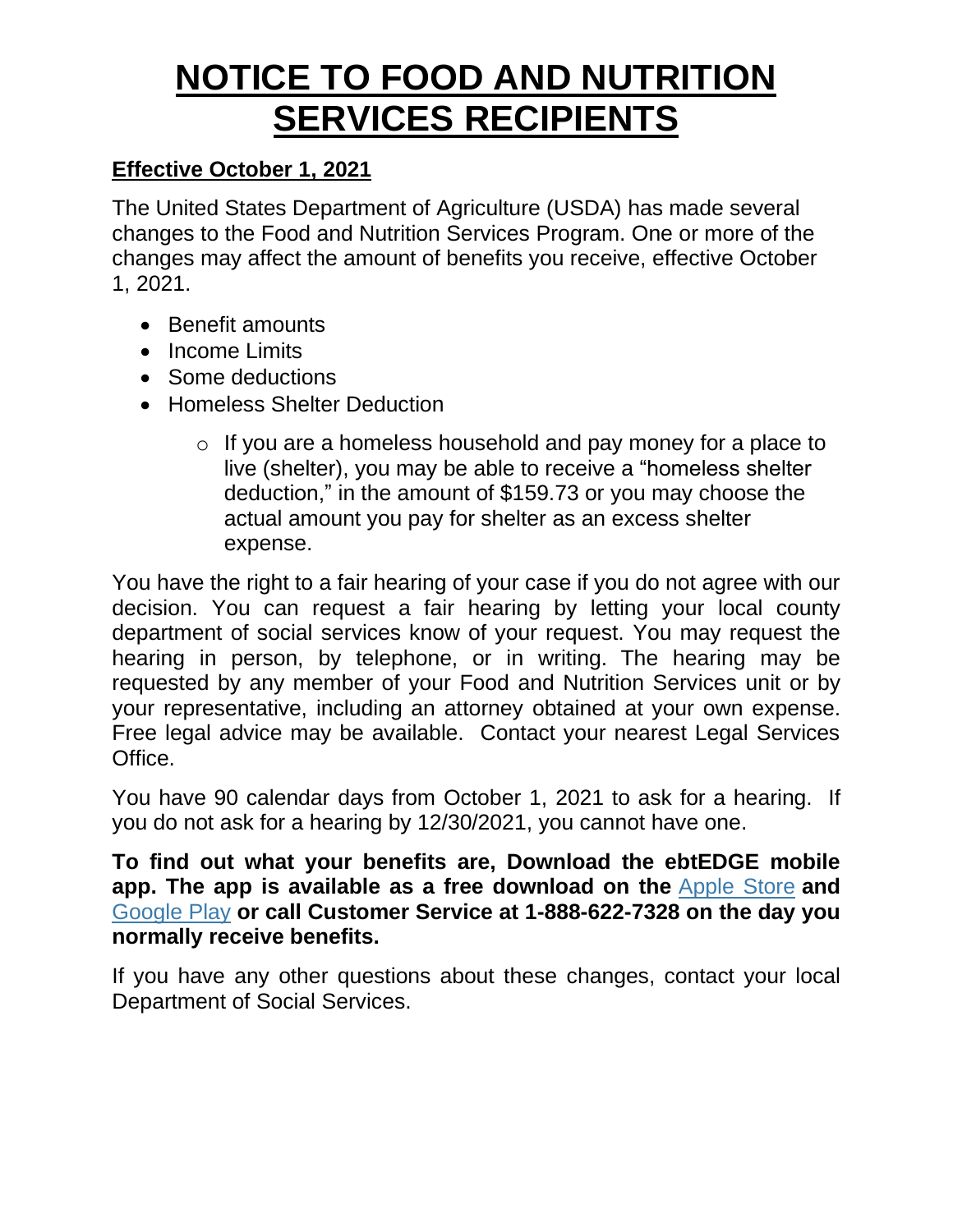# NOTICE TO FOOD AND NUTRITION SERVICES RECIPIENTS

**Effective October 1, 2021**

The United States Department of Agriculture (USDA) has made several changes to the Food and Nutrition Services Program. One or more of the changes may affect the amount of benefits you receive, effective October 1, 2021.

- Benefit amounts
- Income Limits
- Some deductions
- Homeless Shelter Deduction
    - If you are a homeless household and pay money for a place to live (shelter), you may be able to receive a "homeless shelter deduction," in the amount of $159.73 or you may choose the actual amount you pay for shelter as an excess shelter expense.

You have the right to a fair hearing of your case if you do not agree with our decision. You can request a fair hearing by letting your local county department of social services know of your request. You may request the hearing in person, by telephone, or in writing. The hearing may be requested by any member of your Food and Nutrition Services unit or by your representative, including an attorney obtained at your own expense. Free legal advice may be available. Contact your nearest Legal Services Office.

You have 90 calendar days from October 1, 2021 to ask for a hearing. If you do not ask for a hearing by 12/30/2021, you cannot have one.

**To find out what your benefits are, Download the ebtEDGE mobile app. The app is available as a free download on the** Apple Store **and** Google Play **or call Customer Service at 1-888-622-7328 on the day you normally receive benefits.**

If you have any other questions about these changes, contact your local Department of Social Services.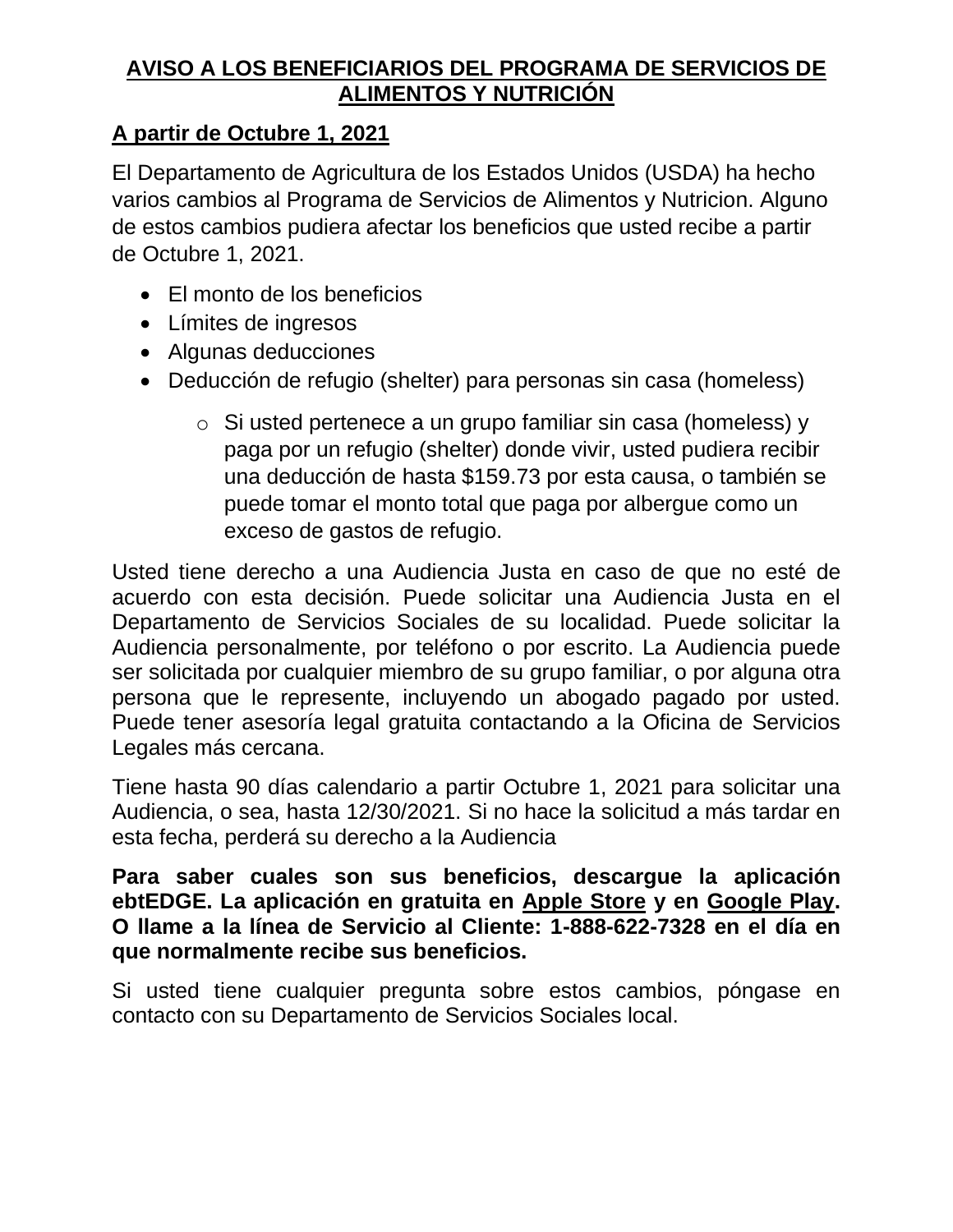# AVISO A LOS BENEFICIARIOS DEL PROGRAMA DE SERVICIOS DE ALIMENTOS Y NUTRICIÓN

## A partir de Octubre 1, 2021

El Departamento de Agricultura de los Estados Unidos (USDA) ha hecho varios cambios al Programa de Servicios de Alimentos y Nutricion. Alguno de estos cambios pudiera afectar los beneficios que usted recibe a partir de Octubre 1, 2021.

- El monto de los beneficios
- Límites de ingresos
- Algunas deducciones
- Deducción de refugio (shelter) para personas sin casa (homeless)
  - Si usted pertenece a un grupo familiar sin casa (homeless) y paga por un refugio (shelter) donde vivir, usted pudiera recibir una deducción de hasta $159.73 por esta causa, o también se puede tomar el monto total que paga por albergue como un exceso de gastos de refugio.

Usted tiene derecho a una Audiencia Justa en caso de que no esté de acuerdo con esta decisión. Puede solicitar una Audiencia Justa en el Departamento de Servicios Sociales de su localidad. Puede solicitar la Audiencia personalmente, por teléfono o por escrito. La Audiencia puede ser solicitada por cualquier miembro de su grupo familiar, o por alguna otra persona que le represente, incluyendo un abogado pagado por usted. Puede tener asesoría legal gratuita contactando a la Oficina de Servicios Legales más cercana.

Tiene hasta 90 días calendario a partir Octubre 1, 2021 para solicitar una Audiencia, o sea, hasta 12/30/2021. Si no hace la solicitud a más tardar en esta fecha, perderá su derecho a la Audiencia

**Para saber cuales son sus beneficios, descargue la aplicación ebtEDGE. La aplicación en gratuita en Apple Store y en Google Play. O llame a la línea de Servicio al Cliente: 1-888-622-7328 en el día en que normalmente recibe sus beneficios.**

Si usted tiene cualquier pregunta sobre estos cambios, póngase en contacto con su Departamento de Servicios Sociales local.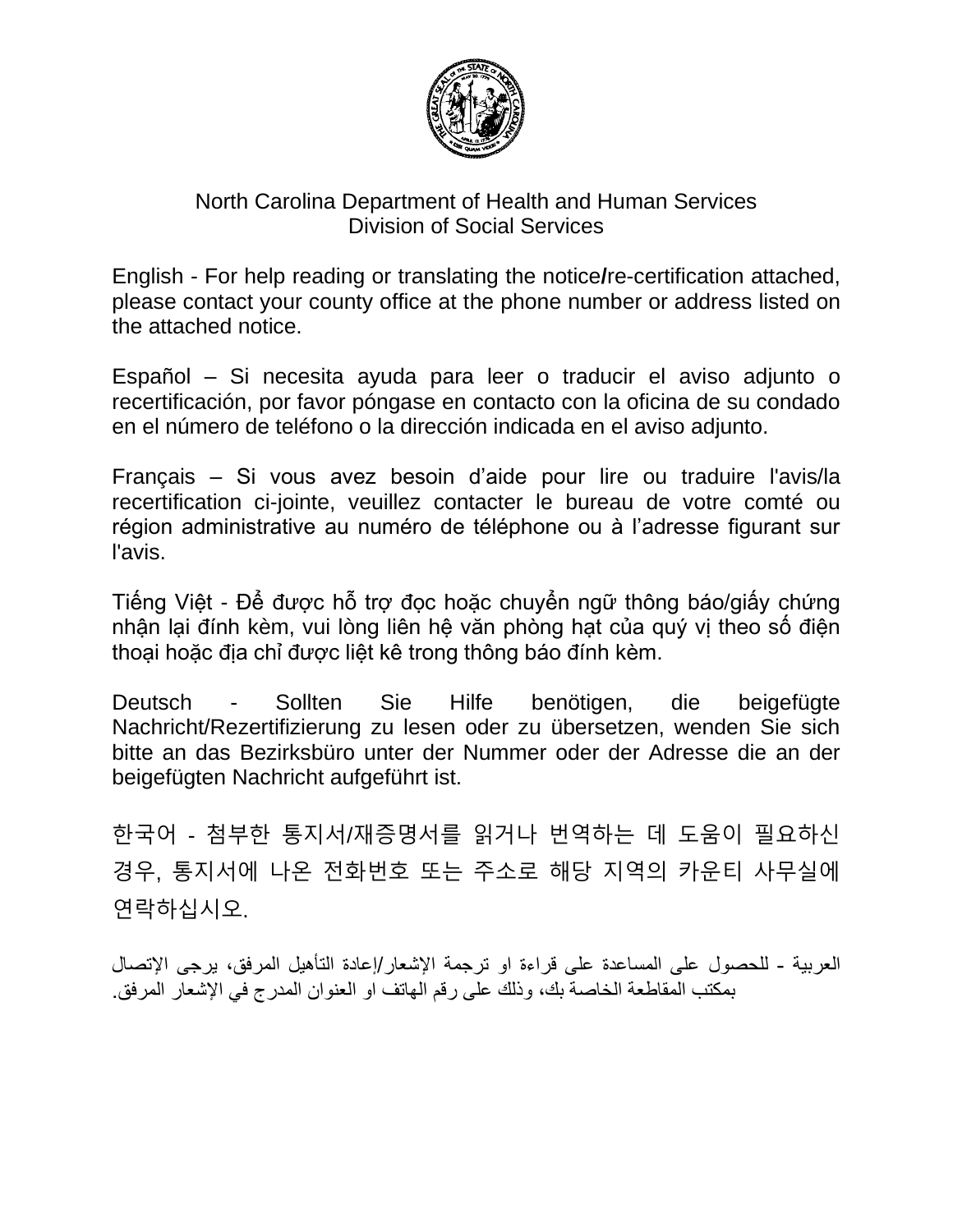North Carolina Department of Health and Human Services
Division of Social Services

English - For help reading or translating the notice/re-certification attached, please contact your county office at the phone number or address listed on the attached notice.

Español – Si necesita ayuda para leer o traducir el aviso adjunto o recertificación, por favor póngase en contacto con la oficina de su condado en el número de teléfono o la dirección indicada en el aviso adjunto.

Français – Si vous avez besoin d'aide pour lire ou traduire l'avis/la recertification ci-jointe, veuillez contacter le bureau de votre comté ou région administrative au numéro de téléphone ou à l'adresse figurant sur l'avis.

Tiếng Việt - Để được hỗ trợ đọc hoặc chuyển ngữ thông báo/giấy chứng nhận lại đính kèm, vui lòng liên hệ văn phòng hạt của quý vị theo số điện thoại hoặc địa chỉ được liệt kê trong thông báo đính kèm.

Deutsch - Sollten Sie Hilfe benötigen, die beigefügte Nachricht/Rezertifizierung zu lesen oder zu übersetzen, wenden Sie sich bitte an das Bezirksbüro unter der Nummer oder der Adresse die an der beigefügten Nachricht aufgeführt ist.

한국어 - 첨부한 통지서/재증명서를 읽거나 번역하는 데 도움이 필요하신 경우, 통지서에 나온 전화번호 또는 주소로 해당 지역의 카운티 사무실에 연락하십시오.

العربية - للحصول على المساعدة على قراءة او ترجمة الإشعار/إعادة التأهيل المرفق، يرجى الإتصال بمكتب المقاطعة الخاصة بك، وذلك على رقم الهاتف او العنوان المدرج في الإشعار المرفق.